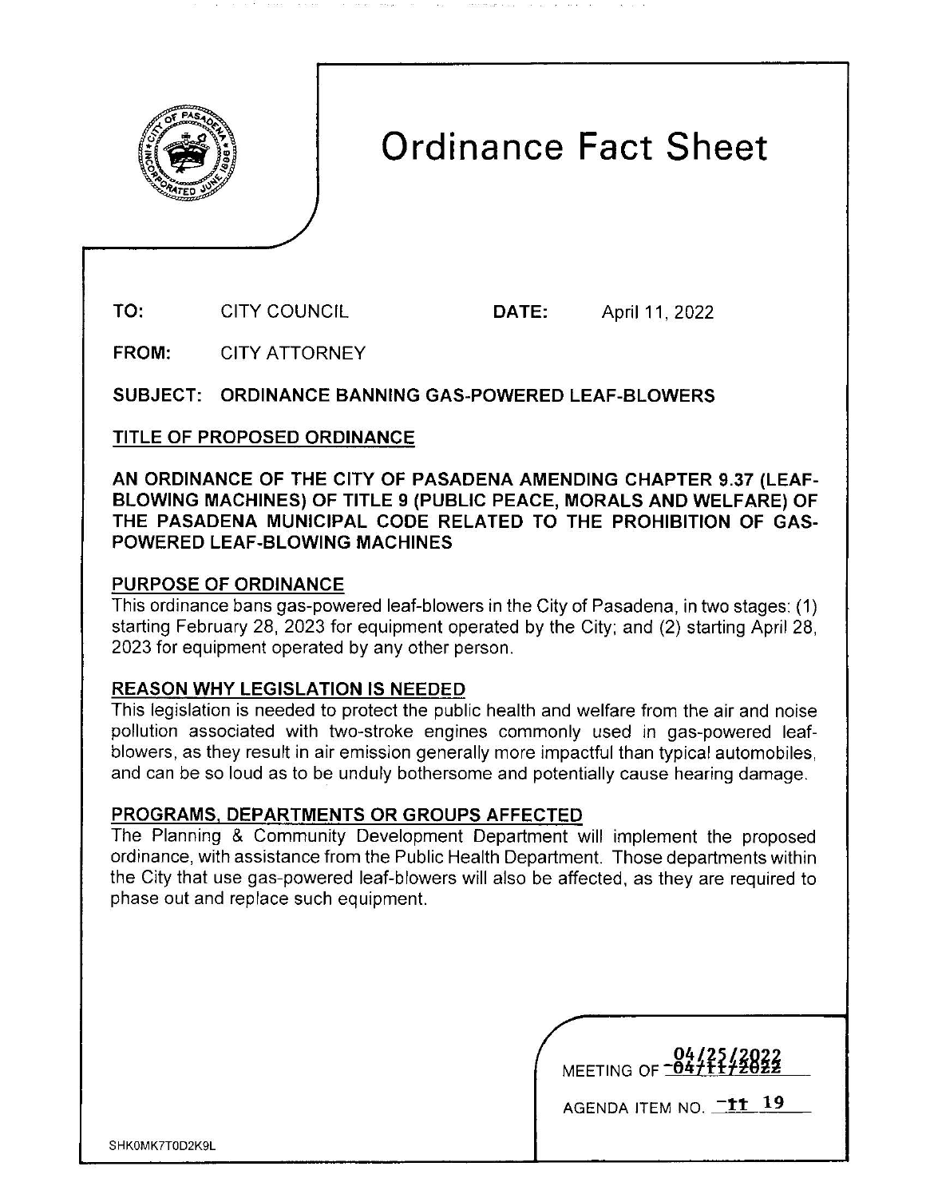# Ordinance Fact Sheet

**TO:** CITY COUNCIL **DATE:** April 11, 2022

**FROM:** CITY ATTORNEY

**SUBJECT: ORDINANCE BANNING GAS-POWERED LEAF-BLOWERS**

## TITLE OF PROPOSED ORDINANCE

**AN ORDINANCE OF THE CITY OF PASADENA AMENDING CHAPTER 9.37 (LEAF-BLOWING MACHINES) OF TITLE 9 (PUBLIC PEACE, MORALS AND WELFARE) OF THE PASADENA MUNICIPAL CODE RELATED TO THE PROHIBITION OF GAS-POWERED LEAF-BLOWING MACHINES**

## PURPOSE OF ORDINANCE

This ordinance bans gas-powered leaf-blowers in the City of Pasadena, in two stages: (1) starting February 28, 2023 for equipment operated by the City; and (2) starting April 28, 2023 for equipment operated by any other person.

## REASON WHY LEGISLATION IS NEEDED

This legislation is needed to protect the public health and welfare from the air and noise pollution associated with two-stroke engines commonly used in gas-powered leaf-blowers, as they result in air emission generally more impactful than typical automobiles, and can be so loud as to be unduly bothersome and potentially cause hearing damage.

## PROGRAMS, DEPARTMENTS OR GROUPS AFFECTED

The Planning & Community Development Department will implement the proposed ordinance, with assistance from the Public Health Department. Those departments within the City that use gas-powered leaf-blowers will also be affected, as they are required to phase out and replace such equipment.

MEETING OF ~~04/11/2022~~ 04/25/2022

AGENDA ITEM NO. ~~11~~ 19

SHK0MK7T0D2K9L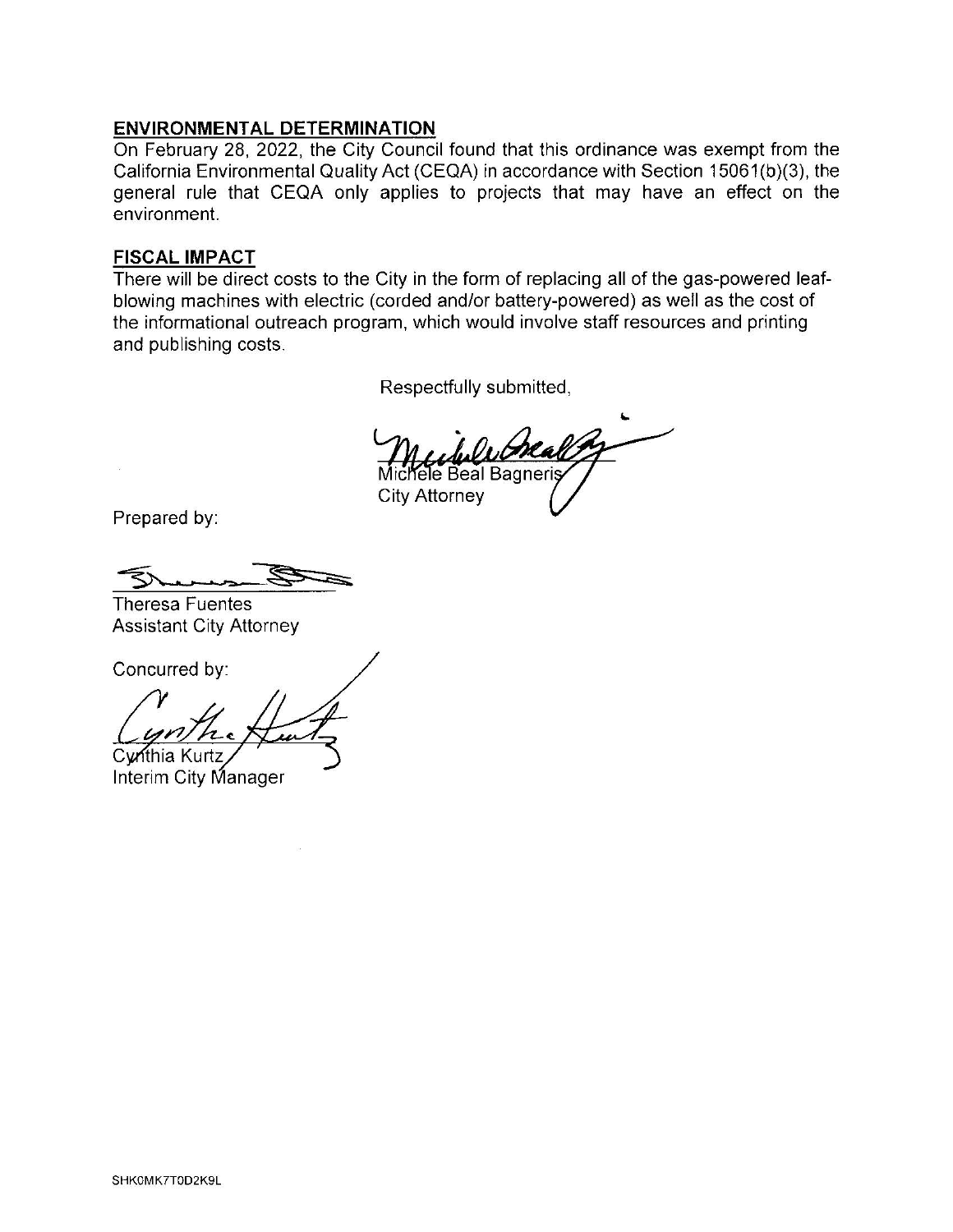## ENVIRONMENTAL DETERMINATION

On February 28, 2022, the City Council found that this ordinance was exempt from the California Environmental Quality Act (CEQA) in accordance with Section 15061(b)(3), the general rule that CEQA only applies to projects that may have an effect on the environment.

## FISCAL IMPACT

There will be direct costs to the City in the form of replacing all of the gas-powered leaf-blowing machines with electric (corded and/or battery-powered) as well as the cost of the informational outreach program, which would involve staff resources and printing and publishing costs.

Respectfully submitted,

Michele Beal Bagneris
City Attorney

Prepared by:

Theresa Fuentes
Assistant City Attorney

Concurred by:

Cynthia Kurtz
Interim City Manager

SHK0MK7T0D2K9L